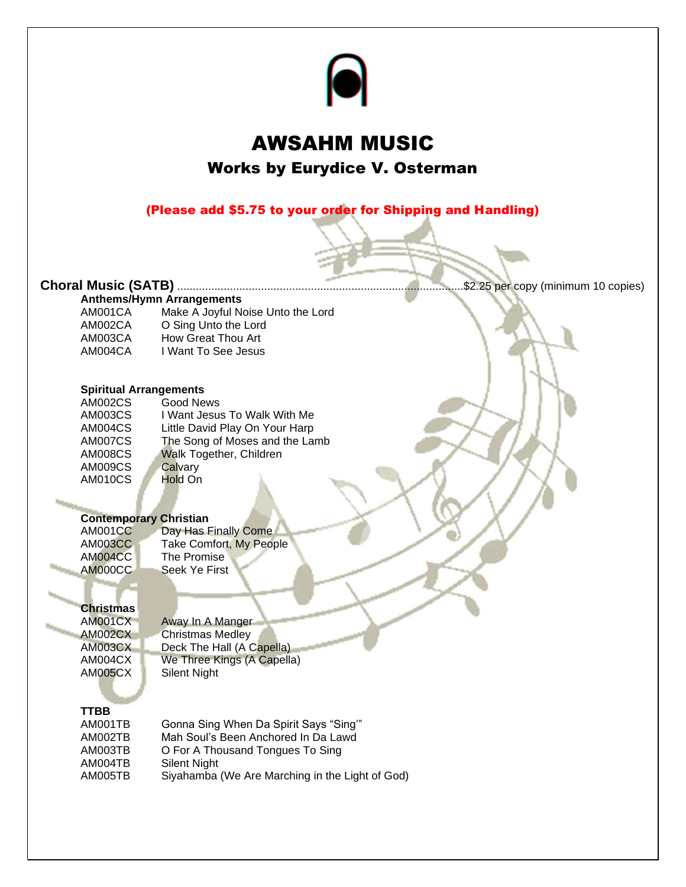# AWSAHM MUSIC

## Works by Eurydice V. Osterman

**(Please add $5.75 to your order for Shipping and Handling)**

**Choral Music (SATB)** ........................................................................................$2.25 per copy (minimum 10 copies)

**Anthems/Hymn Arrangements**

| | |
|---|---|
| AM001CA | Make A Joyful Noise Unto the Lord |
| AM002CA | O Sing Unto the Lord |
| AM003CA | How Great Thou Art |
| AM004CA | I Want To See Jesus |

**Spiritual Arrangements**

| | |
|---|---|
| AM002CS | Good News |
| AM003CS | I Want Jesus To Walk With Me |
| AM004CS | Little David Play On Your Harp |
| AM007CS | The Song of Moses and the Lamb |
| AM008CS | Walk Together, Children |
| AM009CS | Calvary |
| AM010CS | Hold On |

**Contemporary Christian**

| | |
|---|---|
| AM001CC | Day Has Finally Come |
| AM003CC | Take Comfort, My People |
| AM004CC | The Promise |
| AM000CC | Seek Ye First |

**Christmas**

| | |
|---|---|
| AM001CX | Away In A Manger |
| AM002CX | Christmas Medley |
| AM003CX | Deck The Hall (A Capella) |
| AM004CX | We Three Kings (A Capella) |
| AM005CX | Silent Night |

**TTBB**

| | |
|---|---|
| AM001TB | Gonna Sing When Da Spirit Says "Sing'" |
| AM002TB | Mah Soul's Been Anchored In Da Lawd |
| AM003TB | O For A Thousand Tongues To Sing |
| AM004TB | Silent Night |
| AM005TB | Siyahamba (We Are Marching in the Light of God) |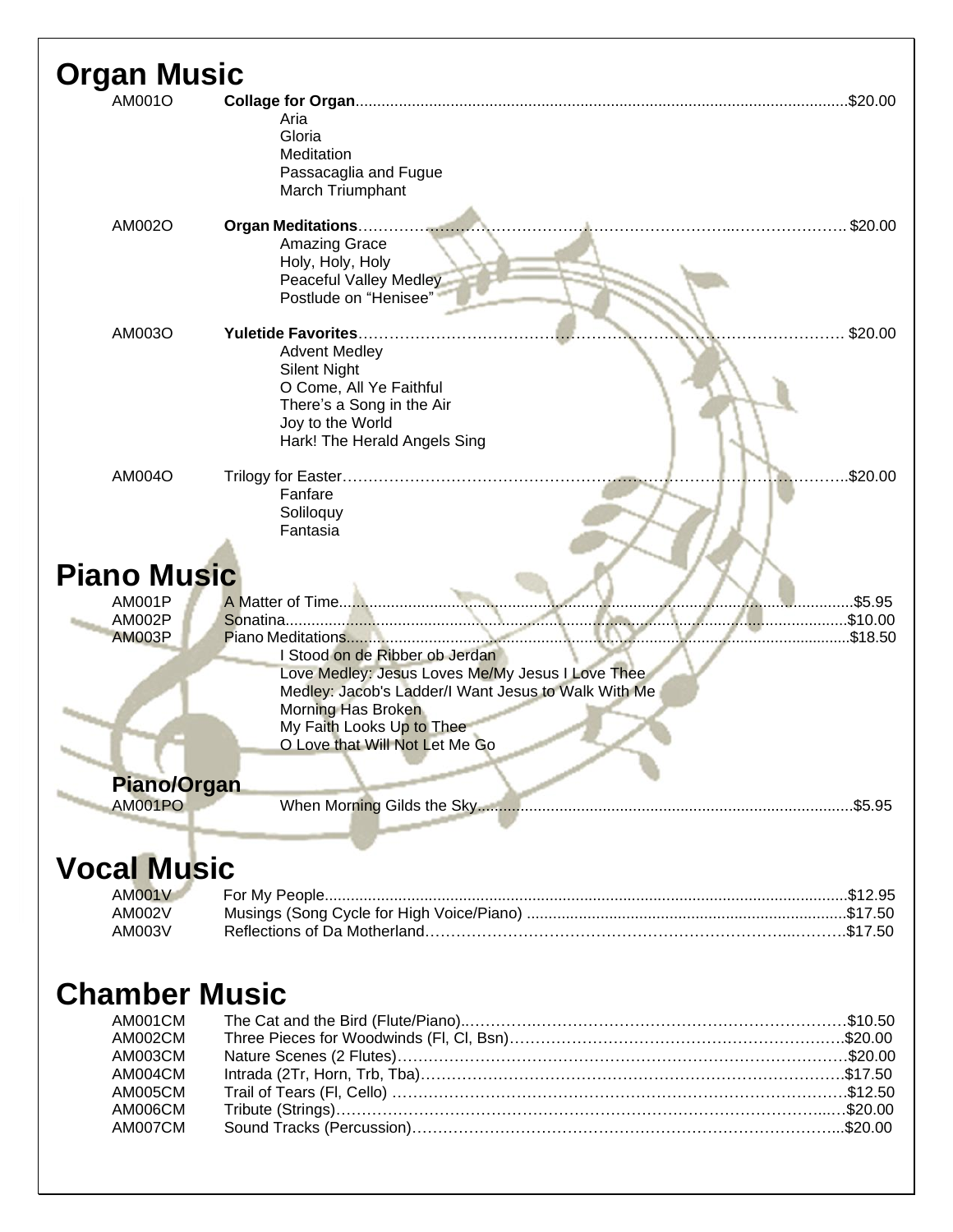# Organ Music

AM001O **Collage for Organ**.......................................................................................................$20.00
- Aria
- Gloria
- Meditation
- Passacaglia and Fugue
- March Triumphant

AM002O **Organ Meditations**......................................................................................................$20.00
- Amazing Grace
- Holy, Holy, Holy
- Peaceful Valley Medley
- Postlude on "Henisee"

AM003O **Yuletide Favorites**......................................................................................................$20.00
- Advent Medley
- Silent Night
- O Come, All Ye Faithful
- There's a Song in the Air
- Joy to the World
- Hark! The Herald Angels Sing

AM004O Trilogy for Easter......................................................................................................$20.00
- Fanfare
- Soliloquy
- Fantasia

# Piano Music

AM001P A Matter of Time......................................................................................................$5.95

AM002P Sonatina......................................................................................................$10.00

AM003P Piano Meditations......................................................................................................$18.50
- I Stood on de Ribber ob Jerdan
- Love Medley: Jesus Loves Me/My Jesus I Love Thee
- Medley: Jacob's Ladder/I Want Jesus to Walk With Me
- Morning Has Broken
- My Faith Looks Up to Thee
- O Love that Will Not Let Me Go

## Piano/Organ

AM001PO When Morning Gilds the Sky......................................................................................................$5.95

# Vocal Music

AM001V For My People......................................................................................................$12.95

AM002V Musings (Song Cycle for High Voice/Piano)......................................................................................................$17.50

AM003V Reflections of Da Motherland......................................................................................................$17.50

# Chamber Music

AM001CM The Cat and the Bird (Flute/Piano)......................................................................................................$10.50

AM002CM Three Pieces for Woodwinds (Fl, Cl, Bsn)......................................................................................................$20.00

AM003CM Nature Scenes (2 Flutes)......................................................................................................$20.00

AM004CM Intrada (2Tr, Horn, Trb, Tba)......................................................................................................$17.50

AM005CM Trail of Tears (Fl, Cello)......................................................................................................$12.50

AM006CM Tribute (Strings)......................................................................................................$20.00

AM007CM Sound Tracks (Percussion)......................................................................................................$20.00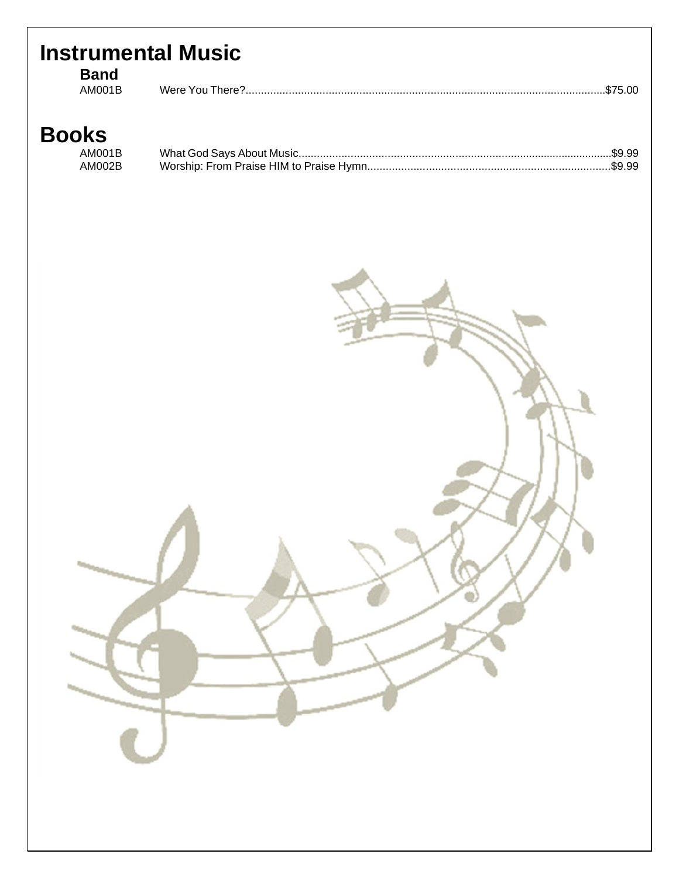# Instrumental Music

## Band

| | | |
|---|---|---|
| AM001B | Were You There? | $75.00 |

# Books

| | | |
|---|---|---|
| AM001B | What God Says About Music | $9.99 |
| AM002B | Worship: From Praise HIM to Praise Hymn | $9.99 |